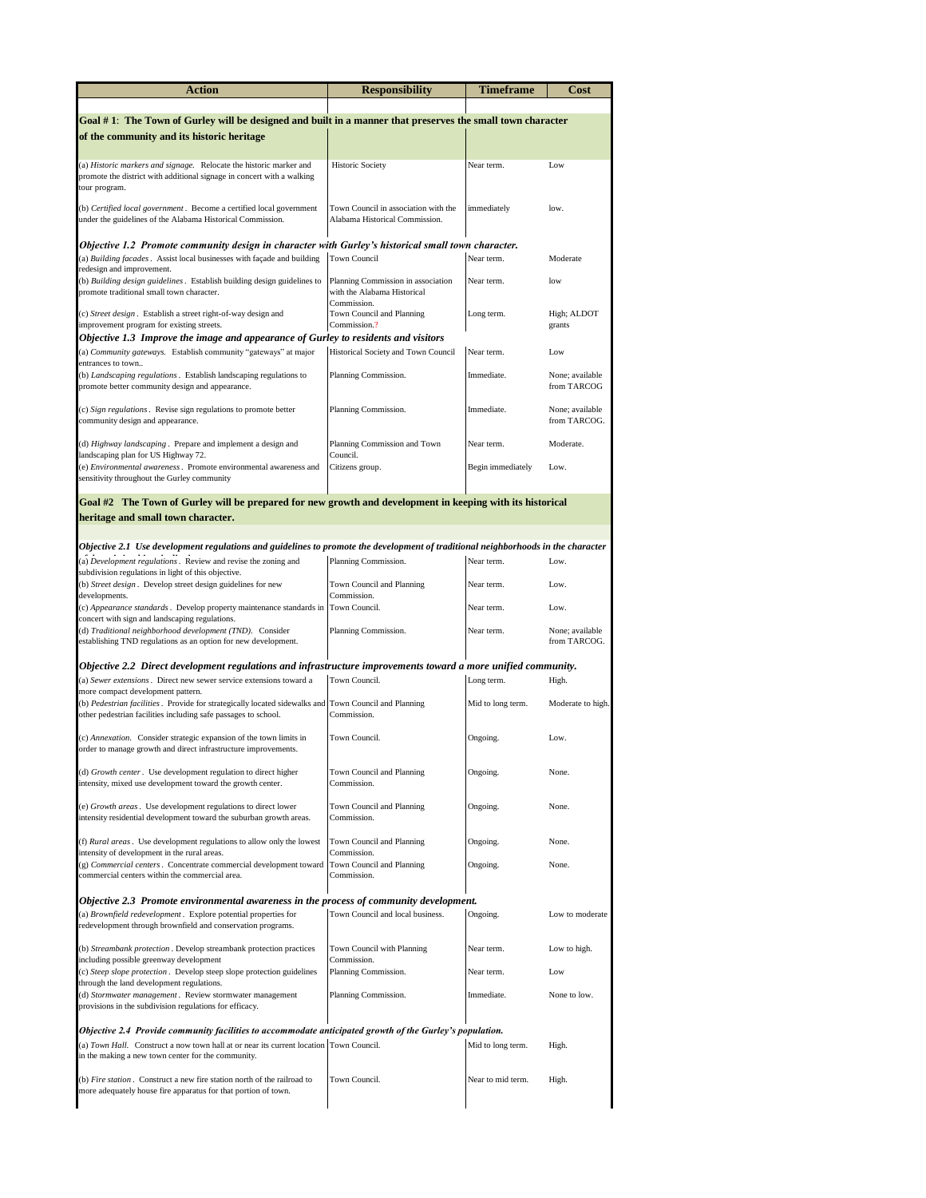| Action | Responsibility | Timeframe | Cost |
|---|---|---|---|
| **Goal # 1: The Town of Gurley will be designed and built in a manner that preserves the small town character of the community and its historic heritage** | | | |
| (a) *Historic markers and signage.* Relocate the historic marker and promote the district with additional signage in concert with a walking tour program. | Historic Society | Near term. | Low |
| (b) *Certified local government.* Become a certified local government under the guidelines of the Alabama Historical Commission. | Town Council in association with the Alabama Historical Commission. | immediately | low. |
| ***Objective 1.2 Promote community design in character with Gurley's historical small town character.*** | | | |
| (a) *Building facades.* Assist local businesses with façade and building redesign and improvement. | Town Council | Near term. | Moderate |
| (b) *Building design guidelines.* Establish building design guidelines to promote traditional small town character. | Planning Commission in association with the Alabama Historical Commission. | Near term. | low |
| (c) *Street design.* Establish a street right-of-way design and improvement program for existing streets. | Town Council and Planning Commission.? | Long term. | High; ALDOT grants |
| ***Objective 1.3 Improve the image and appearance of Gurley to residents and visitors*** | | | |
| (a) *Community gateways.* Establish community "gateways" at major entrances to town.. | Historical Society and Town Council | Near term. | Low |
| (b) *Landscaping regulations.* Establish landscaping regulations to promote better community design and appearance. | Planning Commission. | Immediate. | None; available from TARCOG |
| (c) *Sign regulations.* Revise sign regulations to promote better community design and appearance. | Planning Commission. | Immediate. | None; available from TARCOG. |
| (d) *Highway landscaping.* Prepare and implement a design and landscaping plan for US Highway 72. | Planning Commission and Town Council. | Near term. | Moderate. |
| (e) *Environmental awareness.* Promote environmental awareness and sensitivity throughout the Gurley community | Citizens group. | Begin immediately | Low. |
| **Goal #2 The Town of Gurley will be prepared for new growth and development in keeping with its historical heritage and small town character.** | | | |
| ***Objective 2.1 Use development regulations and guidelines to promote the development of traditional neighborhoods in the character of the existing historic district.*** | | | |
| (a) *Development regulations.* Review and revise the zoning and subdivision regulations in light of this objective. | Planning Commission. | Near term. | Low. |
| (b) *Street design.* Develop street design guidelines for new developments. | Town Council and Planning Commission. | Near term. | Low. |
| (c) *Appearance standards.* Develop property maintenance standards in concert with sign and landscaping regulations. | Town Council. | Near term. | Low. |
| (d) *Traditional neighborhood development (TND).* Consider establishing TND regulations as an option for new development. | Planning Commission. | Near term. | None; available from TARCOG. |
| ***Objective 2.2 Direct development regulations and infrastructure improvements toward a more unified community.*** | | | |
| (a) *Sewer extensions.* Direct new sewer service extensions toward a more compact development pattern. | Town Council. | Long term. | High. |
| (b) *Pedestrian facilities.* Provide for strategically located sidewalks and other pedestrian facilities including safe passages to school. | Town Council and Planning Commission. | Mid to long term. | Moderate to high. |
| (c) *Annexation.* Consider strategic expansion of the town limits in order to manage growth and direct infrastructure improvements. | Town Council. | Ongoing. | Low. |
| (d) *Growth center.* Use development regulation to direct higher intensity, mixed use development toward the growth center. | Town Council and Planning Commission. | Ongoing. | None. |
| (e) *Growth areas.* Use development regulations to direct lower intensity residential development toward the suburban growth areas. | Town Council and Planning Commission. | Ongoing. | None. |
| (f) *Rural areas.* Use development regulations to allow only the lowest intensity of development in the rural areas. | Town Council and Planning Commission. | Ongoing. | None. |
| (g) *Commercial centers.* Concentrate commercial development toward commercial centers within the commercial area. | Town Council and Planning Commission. | Ongoing. | None. |
| ***Objective 2.3 Promote environmental awareness in the process of community development.*** | | | |
| (a) *Brownfield redevelopment.* Explore potential properties for redevelopment through brownfield and conservation programs. | Town Council and local business. | Ongoing. | Low to moderate |
| (b) *Streambank protection.* Develop streambank protection practices including possible greenway development | Town Council with Planning Commission. | Near term. | Low to high. |
| (c) *Steep slope protection.* Develop steep slope protection guidelines through the land development regulations. | Planning Commission. | Near term. | Low |
| (d) *Stormwater management.* Review stormwater management provisions in the subdivision regulations for efficacy. | Planning Commission. | Immediate. | None to low. |
| ***Objective 2.4 Provide community facilities to accommodate anticipated growth of the Gurley's population.*** | | | |
| (a) *Town Hall.* Construct a now town hall at or near its current location in the making a new town center for the community. | Town Council. | Mid to long term. | High. |
| (b) *Fire station.* Construct a new fire station north of the railroad to more adequately house fire apparatus for that portion of town. | Town Council. | Near to mid term. | High. |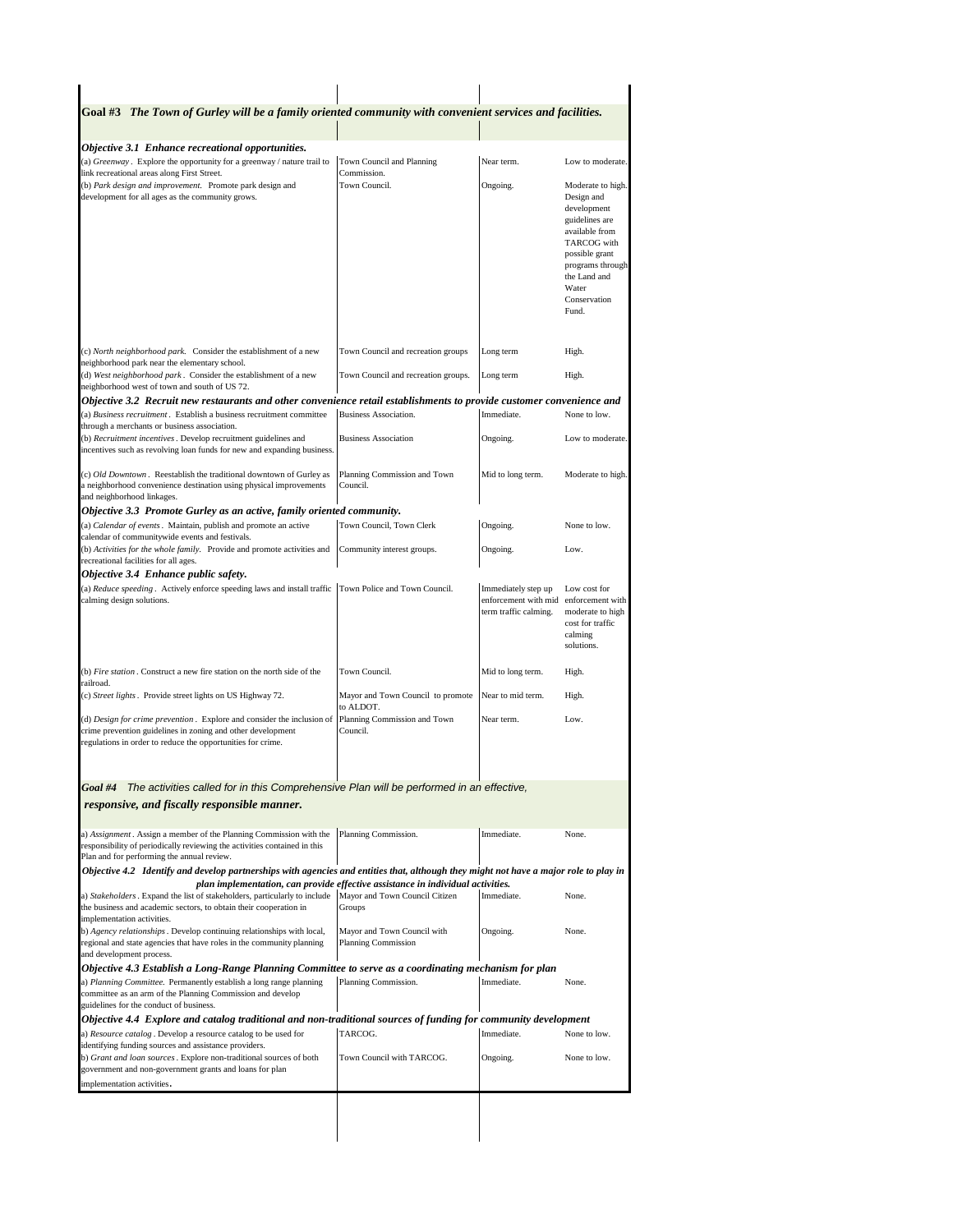| | | | |
|---|---|---|---|
| **Goal #3** ***The Town of Gurley will be a family oriented community with convenient services and facilities.*** | | | |
| ***Objective 3.1 Enhance recreational opportunities.*** | | | |
| (a) *Greenway*. Explore the opportunity for a greenway / nature trail to link recreational areas along First Street. | Town Council and Planning Commission. | Near term. | Low to moderate. |
| (b) *Park design and improvement.* Promote park design and development for all ages as the community grows. | Town Council. | Ongoing. | Moderate to high. Design and development guidelines are available from TARCOG with possible grant programs through the Land and Water Conservation Fund. |
| (c) *North neighborhood park.* Consider the establishment of a new neighborhood park near the elementary school. | Town Council and recreation groups | Long term | High. |
| (d) *West neighborhood park*. Consider the establishment of a new neighborhood park west of town and south of US 72. | Town Council and recreation groups. | Long term | High. |
| ***Objective 3.2 Recruit new restaurants and other convenience retail establishments to provide customer convenience and*** | | | |
| (a) *Business recruitment*. Establish a business recruitment committee through a merchants or business association. | Business Association. | Immediate. | None to low. |
| (b) *Recruitment incentives*. Develop recruitment guidelines and incentives such as revolving loan funds for new and expanding business. | Business Association | Ongoing. | Low to moderate. |
| (c) *Old Downtown*. Reestablish the traditional downtown of Gurley as a neighborhood convenience destination using physical improvements and neighborhood linkages. | Planning Commission and Town Council. | Mid to long term. | Moderate to high. |
| ***Objective 3.3 Promote Gurley as an active, family oriented community.*** | | | |
| (a) *Calendar of events*. Maintain, publish and promote an active calendar of communitywide events and festivals. | Town Council, Town Clerk | Ongoing. | None to low. |
| (b) *Activities for the whole family.* Provide and promote activities and recreational facilities for all ages. | Community interest groups. | Ongoing. | Low. |
| ***Objective 3.4 Enhance public safety.*** | | | |
| (a) *Reduce speeding*. Actively enforce speeding laws and install traffic calming design solutions. | Town Police and Town Council. | Immediately step up enforcement with mid term traffic calming. | Low cost for enforcement with moderate to high cost for traffic calming solutions. |
| (b) *Fire station*. Construct a new fire station on the north side of the railroad. | Town Council. | Mid to long term. | High. |
| (c) *Street lights*. Provide street lights on US Highway 72. | Mayor and Town Council to promote to ALDOT. | Near to mid term. | High. |
| (d) *Design for crime prevention*. Explore and consider the inclusion of crime prevention guidelines in zoning and other development regulations in order to reduce the opportunities for crime. | Planning Commission and Town Council. | Near term. | Low. |
| ***Goal #4*** *The activities called for in this Comprehensive Plan will be performed in an effective,* ***responsive, and fiscally responsible manner.*** | | | |
| a) *Assignment*. Assign a member of the Planning Commission with the responsibility of periodically reviewing the activities contained in this Plan and for performing the annual review. | Planning Commission. | Immediate. | None. |
| ***Objective 4.2 Identify and develop partnerships with agencies and entities that, although they might not have a major role to play in plan implementation, can provide effective assistance in individual activities.*** | | | |
| a) *Stakeholders*. Expand the list of stakeholders, particularly to include the business and academic sectors, to obtain their cooperation in implementation activities. | Mayor and Town Council Citizen Groups | Immediate. | None. |
| b) *Agency relationships*. Develop continuing relationships with local, regional and state agencies that have roles in the community planning and development process. | Mayor and Town Council with Planning Commission | Ongoing. | None. |
| ***Objective 4.3 Establish a Long-Range Planning Committee to serve as a coordinating mechanism for plan*** | | | |
| a) *Planning Committee.* Permanently establish a long range planning committee as an arm of the Planning Commission and develop guidelines for the conduct of business. | Planning Commission. | Immediate. | None. |
| ***Objective 4.4 Explore and catalog traditional and non-traditional sources of funding for community development*** | | | |
| a) *Resource catalog*. Develop a resource catalog to be used for identifying funding sources and assistance providers. | TARCOG. | Immediate. | None to low. |
| b) *Grant and loan sources*. Explore non-traditional sources of both government and non-government grants and loans for plan implementation activities. | Town Council with TARCOG. | Ongoing. | None to low. |